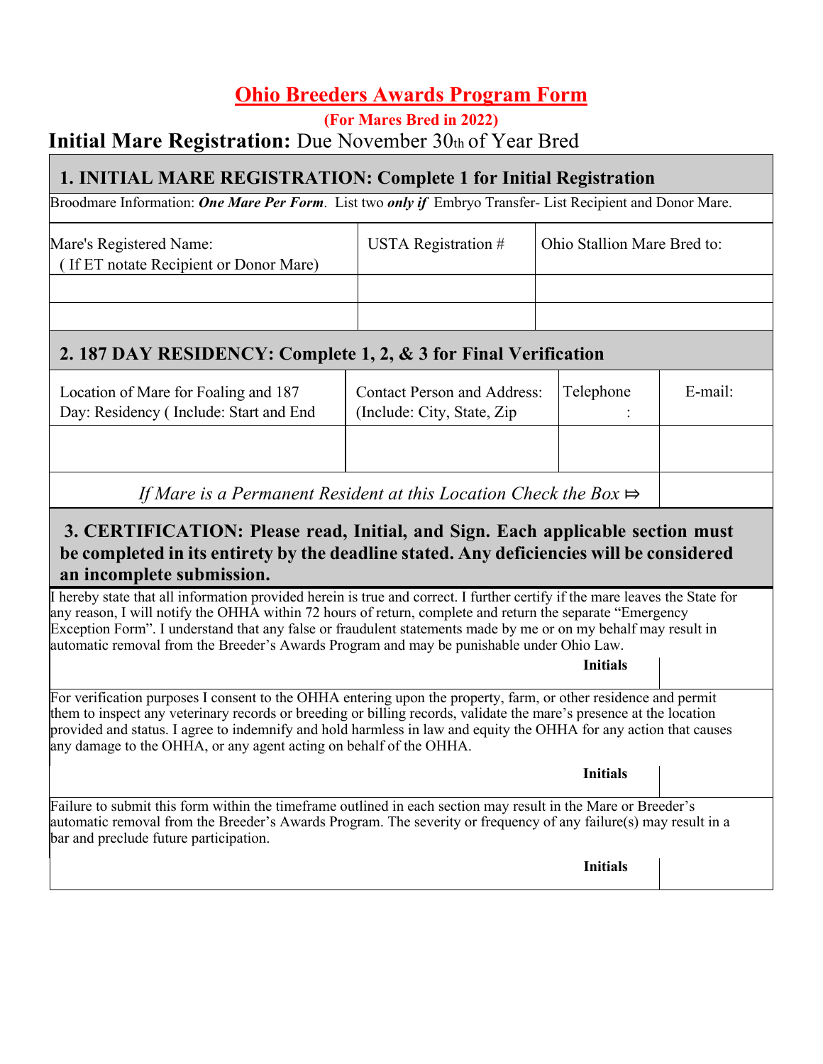# Ohio Breeders Awards Program Form

**(For Mares Bred in 2022)**

**Initial Mare Registration:** Due November 30th of Year Bred

## 1. INITIAL MARE REGISTRATION: Complete 1 for Initial Registration

Broodmare Information: ***One Mare Per Form***. List two ***only if*** Embryo Transfer- List Recipient and Donor Mare.

| Mare's Registered Name: ( If ET notate Recipient or Donor Mare) | USTA Registration # | Ohio Stallion Mare Bred to: |
|---|---|---|
| | | |
| | | |

## 2. 187 DAY RESIDENCY: Complete 1, 2, & 3 for Final Verification

| Location of Mare for Foaling and 187 Day: Residency ( Include: Start and End | Contact Person and Address: (Include: City, State, Zip | Telephone : | E-mail: |
|---|---|---|---|
| | | | |
| *If Mare is a Permanent Resident at this Location Check the Box* ⤇ | | | |

## 3. CERTIFICATION: Please read, Initial, and Sign. Each applicable section must be completed in its entirety by the deadline stated. Any deficiencies will be considered an incomplete submission.

I hereby state that all information provided herein is true and correct. I further certify if the mare leaves the State for any reason, I will notify the OHHA within 72 hours of return, complete and return the separate "Emergency Exception Form". I understand that any false or fraudulent statements made by me or on my behalf may result in automatic removal from the Breeder's Awards Program and may be punishable under Ohio Law.

**Initials** ______

For verification purposes I consent to the OHHA entering upon the property, farm, or other residence and permit them to inspect any veterinary records or breeding or billing records, validate the mare's presence at the location provided and status. I agree to indemnify and hold harmless in law and equity the OHHA for any action that causes any damage to the OHHA, or any agent acting on behalf of the OHHA.

**Initials** ______

Failure to submit this form within the timeframe outlined in each section may result in the Mare or Breeder's automatic removal from the Breeder's Awards Program. The severity or frequency of any failure(s) may result in a bar and preclude future participation.

**Initials** ______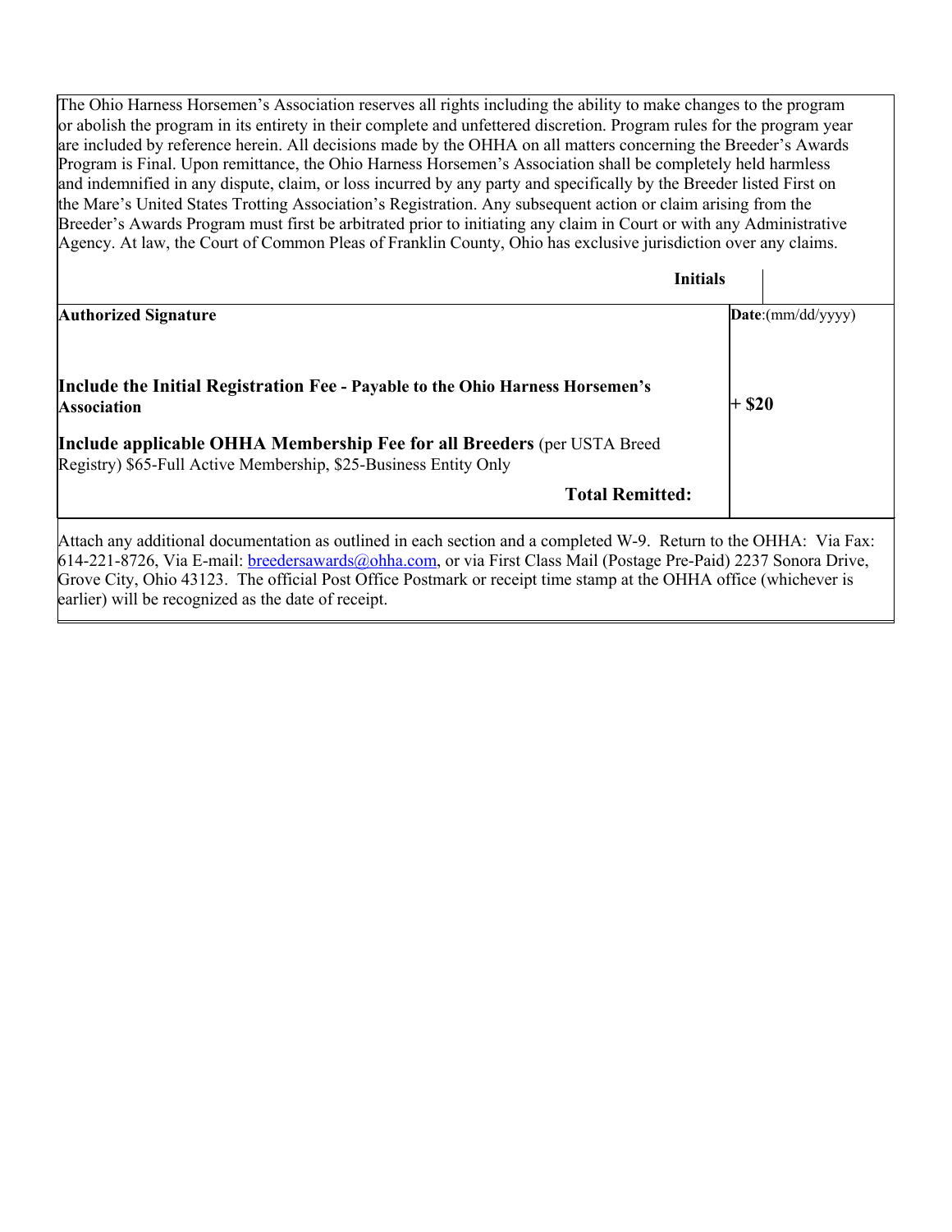The Ohio Harness Horsemen's Association reserves all rights including the ability to make changes to the program or abolish the program in its entirety in their complete and unfettered discretion. Program rules for the program year are included by reference herein. All decisions made by the OHHA on all matters concerning the Breeder's Awards Program is Final. Upon remittance, the Ohio Harness Horsemen's Association shall be completely held harmless and indemnified in any dispute, claim, or loss incurred by any party and specifically by the Breeder listed First on the Mare's United States Trotting Association's Registration. Any subsequent action or claim arising from the Breeder's Awards Program must first be arbitrated prior to initiating any claim in Court or with any Administrative Agency. At law, the Court of Common Pleas of Franklin County, Ohio has exclusive jurisdiction over any claims.

| | |
|---|---|
| **Initials** | |
| **Authorized Signature** | **Date**:(mm/dd/yyyy) |
| **Include the Initial Registration Fee - Payable to the Ohio Harness Horsemen's Association** | **+ $20** |
| **Include applicable OHHA Membership Fee for all Breeders** (per USTA Breed Registry) $65-Full Active Membership, $25-Business Entity Only | |
| **Total Remitted:** | |

Attach any additional documentation as outlined in each section and a completed W-9. Return to the OHHA: Via Fax: 614-221-8726, Via E-mail: breedersawards@ohha.com, or via First Class Mail (Postage Pre-Paid) 2237 Sonora Drive, Grove City, Ohio 43123. The official Post Office Postmark or receipt time stamp at the OHHA office (whichever is earlier) will be recognized as the date of receipt.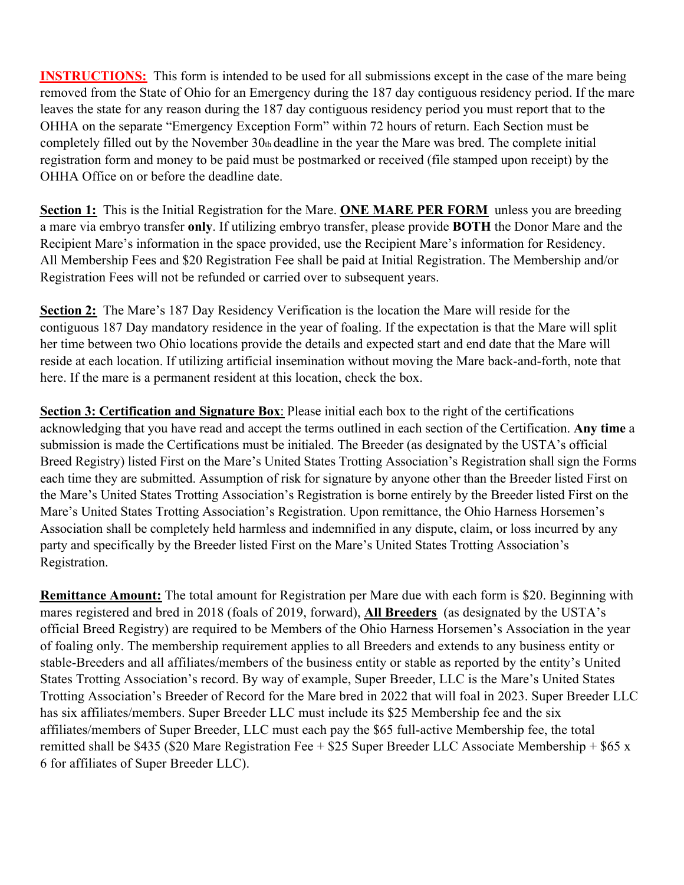**INSTRUCTIONS:** This form is intended to be used for all submissions except in the case of the mare being removed from the State of Ohio for an Emergency during the 187 day contiguous residency period. If the mare leaves the state for any reason during the 187 day contiguous residency period you must report that to the OHHA on the separate "Emergency Exception Form" within 72 hours of return. Each Section must be completely filled out by the November 30th deadline in the year the Mare was bred. The complete initial registration form and money to be paid must be postmarked or received (file stamped upon receipt) by the OHHA Office on or before the deadline date.

**Section 1:** This is the Initial Registration for the Mare. **ONE MARE PER FORM** unless you are breeding a mare via embryo transfer **only**. If utilizing embryo transfer, please provide **BOTH** the Donor Mare and the Recipient Mare's information in the space provided, use the Recipient Mare's information for Residency. All Membership Fees and $20 Registration Fee shall be paid at Initial Registration. The Membership and/or Registration Fees will not be refunded or carried over to subsequent years.

**Section 2:** The Mare's 187 Day Residency Verification is the location the Mare will reside for the contiguous 187 Day mandatory residence in the year of foaling. If the expectation is that the Mare will split her time between two Ohio locations provide the details and expected start and end date that the Mare will reside at each location. If utilizing artificial insemination without moving the Mare back-and-forth, note that here. If the mare is a permanent resident at this location, check the box.

**Section 3: Certification and Signature Box**: Please initial each box to the right of the certifications acknowledging that you have read and accept the terms outlined in each section of the Certification. **Any time** a submission is made the Certifications must be initialed. The Breeder (as designated by the USTA's official Breed Registry) listed First on the Mare's United States Trotting Association's Registration shall sign the Forms each time they are submitted. Assumption of risk for signature by anyone other than the Breeder listed First on the Mare's United States Trotting Association's Registration is borne entirely by the Breeder listed First on the Mare's United States Trotting Association's Registration. Upon remittance, the Ohio Harness Horsemen's Association shall be completely held harmless and indemnified in any dispute, claim, or loss incurred by any party and specifically by the Breeder listed First on the Mare's United States Trotting Association's Registration.

**Remittance Amount:** The total amount for Registration per Mare due with each form is $20. Beginning with mares registered and bred in 2018 (foals of 2019, forward), **All Breeders** (as designated by the USTA's official Breed Registry) are required to be Members of the Ohio Harness Horsemen's Association in the year of foaling only. The membership requirement applies to all Breeders and extends to any business entity or stable-Breeders and all affiliates/members of the business entity or stable as reported by the entity's United States Trotting Association's record. By way of example, Super Breeder, LLC is the Mare's United States Trotting Association's Breeder of Record for the Mare bred in 2022 that will foal in 2023. Super Breeder LLC has six affiliates/members. Super Breeder LLC must include its $25 Membership fee and the six affiliates/members of Super Breeder, LLC must each pay the $65 full-active Membership fee, the total remitted shall be $435 ($20 Mare Registration Fee + $25 Super Breeder LLC Associate Membership + $65 x 6 for affiliates of Super Breeder LLC).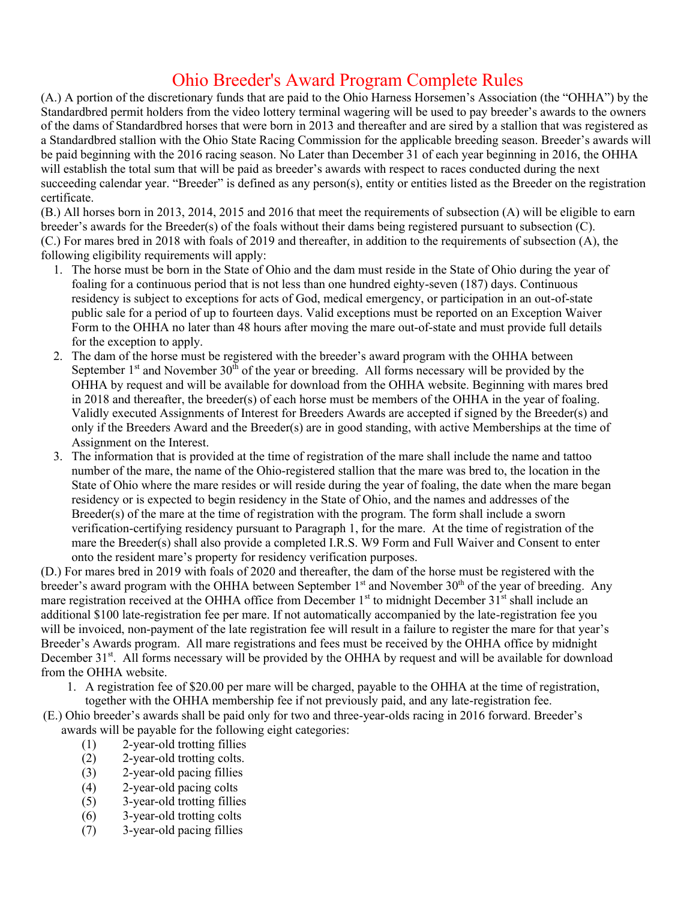# Ohio Breeder's Award Program Complete Rules

(A.) A portion of the discretionary funds that are paid to the Ohio Harness Horsemen's Association (the "OHHA") by the Standardbred permit holders from the video lottery terminal wagering will be used to pay breeder's awards to the owners of the dams of Standardbred horses that were born in 2013 and thereafter and are sired by a stallion that was registered as a Standardbred stallion with the Ohio State Racing Commission for the applicable breeding season. Breeder's awards will be paid beginning with the 2016 racing season. No Later than December 31 of each year beginning in 2016, the OHHA will establish the total sum that will be paid as breeder's awards with respect to races conducted during the next succeeding calendar year. "Breeder" is defined as any person(s), entity or entities listed as the Breeder on the registration certificate.

(B.) All horses born in 2013, 2014, 2015 and 2016 that meet the requirements of subsection (A) will be eligible to earn breeder's awards for the Breeder(s) of the foals without their dams being registered pursuant to subsection (C).

(C.) For mares bred in 2018 with foals of 2019 and thereafter, in addition to the requirements of subsection (A), the following eligibility requirements will apply:

1. The horse must be born in the State of Ohio and the dam must reside in the State of Ohio during the year of foaling for a continuous period that is not less than one hundred eighty-seven (187) days. Continuous residency is subject to exceptions for acts of God, medical emergency, or participation in an out-of-state public sale for a period of up to fourteen days. Valid exceptions must be reported on an Exception Waiver Form to the OHHA no later than 48 hours after moving the mare out-of-state and must provide full details for the exception to apply.
2. The dam of the horse must be registered with the breeder's award program with the OHHA between September 1st and November 30th of the year or breeding. All forms necessary will be provided by the OHHA by request and will be available for download from the OHHA website. Beginning with mares bred in 2018 and thereafter, the breeder(s) of each horse must be members of the OHHA in the year of foaling. Validly executed Assignments of Interest for Breeders Awards are accepted if signed by the Breeder(s) and only if the Breeders Award and the Breeder(s) are in good standing, with active Memberships at the time of Assignment on the Interest.
3. The information that is provided at the time of registration of the mare shall include the name and tattoo number of the mare, the name of the Ohio-registered stallion that the mare was bred to, the location in the State of Ohio where the mare resides or will reside during the year of foaling, the date when the mare began residency or is expected to begin residency in the State of Ohio, and the names and addresses of the Breeder(s) of the mare at the time of registration with the program. The form shall include a sworn verification-certifying residency pursuant to Paragraph 1, for the mare. At the time of registration of the mare the Breeder(s) shall also provide a completed I.R.S. W9 Form and Full Waiver and Consent to enter onto the resident mare's property for residency verification purposes.

(D.) For mares bred in 2019 with foals of 2020 and thereafter, the dam of the horse must be registered with the breeder's award program with the OHHA between September 1st and November 30th of the year of breeding. Any mare registration received at the OHHA office from December 1st to midnight December 31st shall include an additional $100 late-registration fee per mare. If not automatically accompanied by the late-registration fee you will be invoiced, non-payment of the late registration fee will result in a failure to register the mare for that year's Breeder's Awards program. All mare registrations and fees must be received by the OHHA office by midnight December 31st. All forms necessary will be provided by the OHHA by request and will be available for download from the OHHA website.

1. A registration fee of $20.00 per mare will be charged, payable to the OHHA at the time of registration, together with the OHHA membership fee if not previously paid, and any late-registration fee.

(E.) Ohio breeder's awards shall be paid only for two and three-year-olds racing in 2016 forward. Breeder's awards will be payable for the following eight categories:

(1) 2-year-old trotting fillies
(2) 2-year-old trotting colts.
(3) 2-year-old pacing fillies
(4) 2-year-old pacing colts
(5) 3-year-old trotting fillies
(6) 3-year-old trotting colts
(7) 3-year-old pacing fillies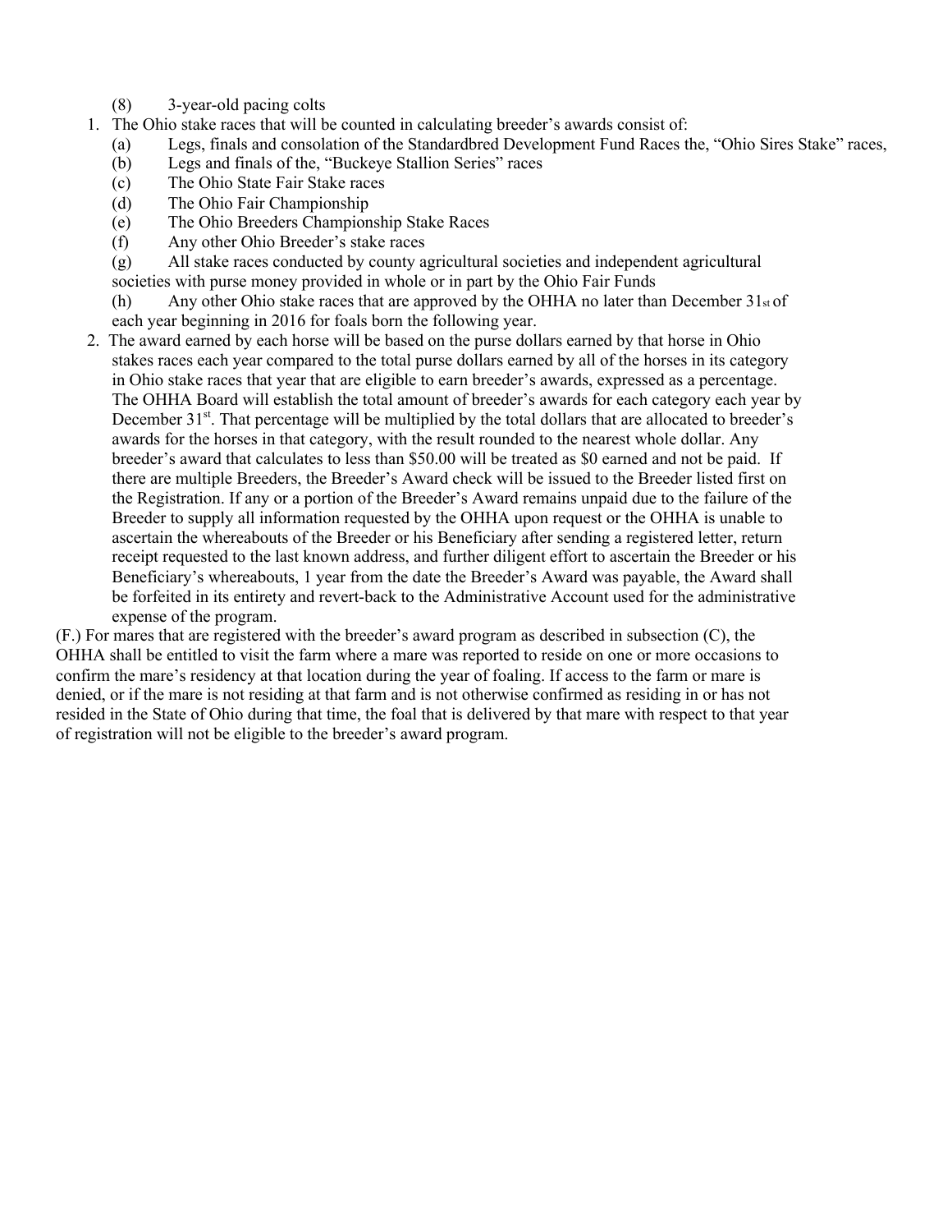(8) 3-year-old pacing colts

1. The Ohio stake races that will be counted in calculating breeder's awards consist of:
   (a) Legs, finals and consolation of the Standardbred Development Fund Races the, "Ohio Sires Stake" races,
   (b) Legs and finals of the, "Buckeye Stallion Series" races
   (c) The Ohio State Fair Stake races
   (d) The Ohio Fair Championship
   (e) The Ohio Breeders Championship Stake Races
   (f) Any other Ohio Breeder's stake races
   (g) All stake races conducted by county agricultural societies and independent agricultural societies with purse money provided in whole or in part by the Ohio Fair Funds
   (h) Any other Ohio stake races that are approved by the OHHA no later than December 31st of each year beginning in 2016 for foals born the following year.
2. The award earned by each horse will be based on the purse dollars earned by that horse in Ohio stakes races each year compared to the total purse dollars earned by all of the horses in its category in Ohio stake races that year that are eligible to earn breeder's awards, expressed as a percentage. The OHHA Board will establish the total amount of breeder's awards for each category each year by December 31st. That percentage will be multiplied by the total dollars that are allocated to breeder's awards for the horses in that category, with the result rounded to the nearest whole dollar. Any breeder's award that calculates to less than $50.00 will be treated as $0 earned and not be paid. If there are multiple Breeders, the Breeder's Award check will be issued to the Breeder listed first on the Registration. If any or a portion of the Breeder's Award remains unpaid due to the failure of the Breeder to supply all information requested by the OHHA upon request or the OHHA is unable to ascertain the whereabouts of the Breeder or his Beneficiary after sending a registered letter, return receipt requested to the last known address, and further diligent effort to ascertain the Breeder or his Beneficiary's whereabouts, 1 year from the date the Breeder's Award was payable, the Award shall be forfeited in its entirety and revert-back to the Administrative Account used for the administrative expense of the program.

(F.) For mares that are registered with the breeder's award program as described in subsection (C), the OHHA shall be entitled to visit the farm where a mare was reported to reside on one or more occasions to confirm the mare's residency at that location during the year of foaling. If access to the farm or mare is denied, or if the mare is not residing at that farm and is not otherwise confirmed as residing in or has not resided in the State of Ohio during that time, the foal that is delivered by that mare with respect to that year of registration will not be eligible to the breeder's award program.